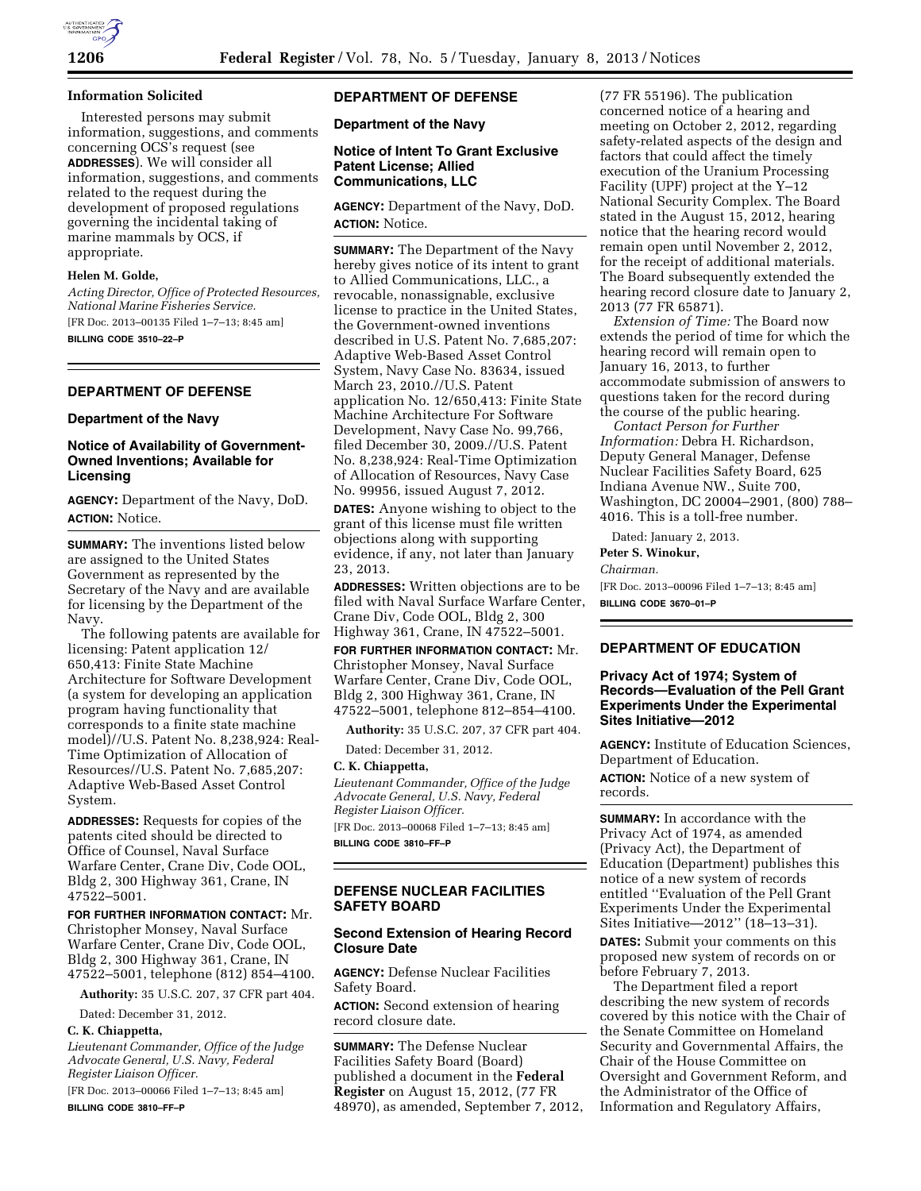## Information Solicited

Interested persons may submit information, suggestions, and comments concerning OCS's request (see **ADDRESSES**). We will consider all information, suggestions, and comments related to the request during the development of proposed regulations governing the incidental taking of marine mammals by OCS, if appropriate.

**Helen M. Golde,**

*Acting Director, Office of Protected Resources, National Marine Fisheries Service.*

[FR Doc. 2013–00135 Filed 1–7–13; 8:45 am]

**BILLING CODE 3510–22–P**

---

## DEPARTMENT OF DEFENSE

### Department of the Navy

### Notice of Availability of Government-Owned Inventions; Available for Licensing

**AGENCY:** Department of the Navy, DoD.

**ACTION:** Notice.

**SUMMARY:** The inventions listed below are assigned to the United States Government as represented by the Secretary of the Navy and are available for licensing by the Department of the Navy.

The following patents are available for licensing: Patent application 12/650,413: Finite State Machine Architecture for Software Development (a system for developing an application program having functionality that corresponds to a finite state machine model)//U.S. Patent No. 8,238,924: Real-Time Optimization of Allocation of Resources//U.S. Patent No. 7,685,207: Adaptive Web-Based Asset Control System.

**ADDRESSES:** Requests for copies of the patents cited should be directed to Office of Counsel, Naval Surface Warfare Center, Crane Div, Code OOL, Bldg 2, 300 Highway 361, Crane, IN 47522–5001.

**FOR FURTHER INFORMATION CONTACT:** Mr. Christopher Monsey, Naval Surface Warfare Center, Crane Div, Code OOL, Bldg 2, 300 Highway 361, Crane, IN 47522–5001, telephone (812) 854–4100.

**Authority:** 35 U.S.C. 207, 37 CFR part 404.

Dated: December 31, 2012.

**C. K. Chiappetta,**

*Lieutenant Commander, Office of the Judge Advocate General, U.S. Navy, Federal Register Liaison Officer.*

[FR Doc. 2013–00066 Filed 1–7–13; 8:45 am]

**BILLING CODE 3810–FF–P**

---

## DEPARTMENT OF DEFENSE

### Department of the Navy

### Notice of Intent To Grant Exclusive Patent License; Allied Communications, LLC

**AGENCY:** Department of the Navy, DoD.

**ACTION:** Notice.

**SUMMARY:** The Department of the Navy hereby gives notice of its intent to grant to Allied Communications, LLC., a revocable, nonassignable, exclusive license to practice in the United States, the Government-owned inventions described in U.S. Patent No. 7,685,207: Adaptive Web-Based Asset Control System, Navy Case No. 83634, issued March 23, 2010.//U.S. Patent application No. 12/650,413: Finite State Machine Architecture For Software Development, Navy Case No. 99,766, filed December 30, 2009.//U.S. Patent No. 8,238,924: Real-Time Optimization of Allocation of Resources, Navy Case No. 99956, issued August 7, 2012.

**DATES:** Anyone wishing to object to the grant of this license must file written objections along with supporting evidence, if any, not later than January 23, 2013.

**ADDRESSES:** Written objections are to be filed with Naval Surface Warfare Center, Crane Div, Code OOL, Bldg 2, 300 Highway 361, Crane, IN 47522–5001.

**FOR FURTHER INFORMATION CONTACT:** Mr. Christopher Monsey, Naval Surface Warfare Center, Crane Div, Code OOL, Bldg 2, 300 Highway 361, Crane, IN 47522–5001, telephone 812–854–4100.

**Authority:** 35 U.S.C. 207, 37 CFR part 404.

Dated: December 31, 2012.

**C. K. Chiappetta,**

*Lieutenant Commander, Office of the Judge Advocate General, U.S. Navy, Federal Register Liaison Officer.*

[FR Doc. 2013–00068 Filed 1–7–13; 8:45 am]

**BILLING CODE 3810–FF–P**

---

## DEFENSE NUCLEAR FACILITIES SAFETY BOARD

### Second Extension of Hearing Record Closure Date

**AGENCY:** Defense Nuclear Facilities Safety Board.

**ACTION:** Second extension of hearing record closure date.

**SUMMARY:** The Defense Nuclear Facilities Safety Board (Board) published a document in the **Federal Register** on August 15, 2012, (77 FR 48970), as amended, September 7, 2012, (77 FR 55196). The publication concerned notice of a hearing and meeting on October 2, 2012, regarding safety-related aspects of the design and factors that could affect the timely execution of the Uranium Processing Facility (UPF) project at the Y–12 National Security Complex. The Board stated in the August 15, 2012, hearing notice that the hearing record would remain open until November 2, 2012, for the receipt of additional materials. The Board subsequently extended the hearing record closure date to January 2, 2013 (77 FR 65871).

*Extension of Time:* The Board now extends the period of time for which the hearing record will remain open to January 16, 2013, to further accommodate submission of answers to questions taken for the record during the course of the public hearing.

*Contact Person for Further Information:* Debra H. Richardson, Deputy General Manager, Defense Nuclear Facilities Safety Board, 625 Indiana Avenue NW., Suite 700, Washington, DC 20004–2901, (800) 788–4016. This is a toll-free number.

Dated: January 2, 2013.

**Peter S. Winokur,**

*Chairman.*

[FR Doc. 2013–00096 Filed 1–7–13; 8:45 am]

**BILLING CODE 3670–01–P**

---

## DEPARTMENT OF EDUCATION

### Privacy Act of 1974; System of Records—Evaluation of the Pell Grant Experiments Under the Experimental Sites Initiative—2012

**AGENCY:** Institute of Education Sciences, Department of Education.

**ACTION:** Notice of a new system of records.

**SUMMARY:** In accordance with the Privacy Act of 1974, as amended (Privacy Act), the Department of Education (Department) publishes this notice of a new system of records entitled ''Evaluation of the Pell Grant Experiments Under the Experimental Sites Initiative—2012'' (18–13–31).

**DATES:** Submit your comments on this proposed new system of records on or before February 7, 2013.

The Department filed a report describing the new system of records covered by this notice with the Chair of the Senate Committee on Homeland Security and Governmental Affairs, the Chair of the House Committee on Oversight and Government Reform, and the Administrator of the Office of Information and Regulatory Affairs,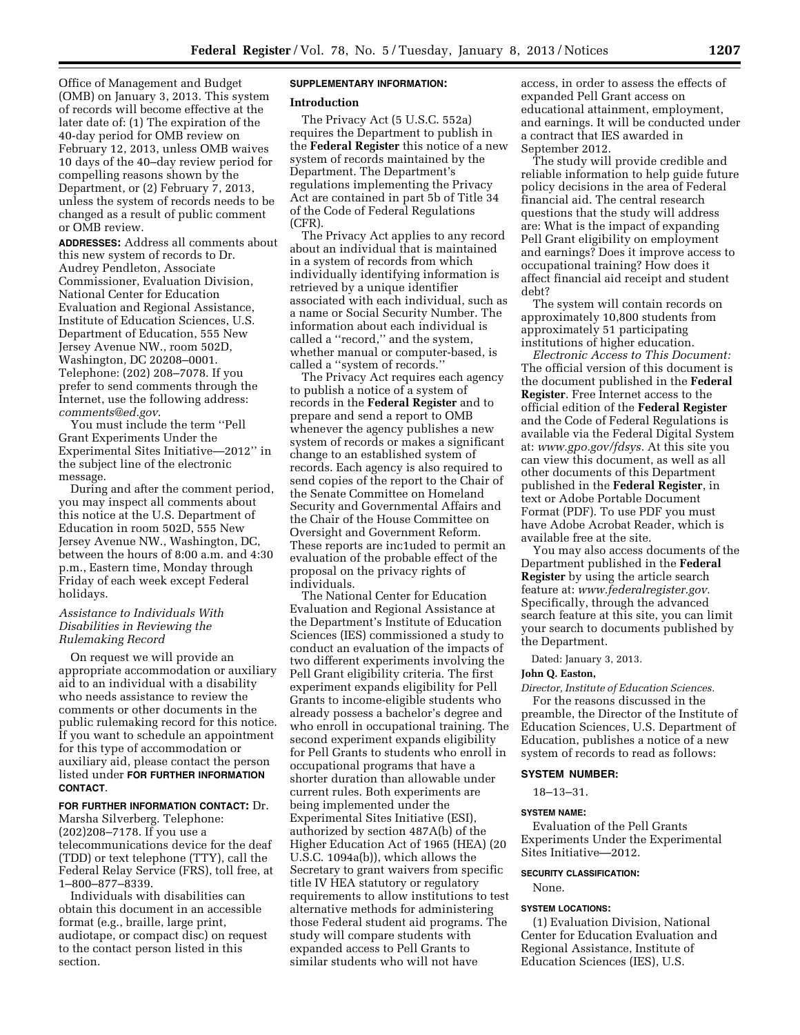Office of Management and Budget (OMB) on January 3, 2013. This system of records will become effective at the later date of: (1) The expiration of the 40-day period for OMB review on February 12, 2013, unless OMB waives 10 days of the 40–day review period for compelling reasons shown by the Department, or (2) February 7, 2013, unless the system of records needs to be changed as a result of public comment or OMB review.

**ADDRESSES:** Address all comments about this new system of records to Dr. Audrey Pendleton, Associate Commissioner, Evaluation Division, National Center for Education Evaluation and Regional Assistance, Institute of Education Sciences, U.S. Department of Education, 555 New Jersey Avenue NW., room 502D, Washington, DC 20208–0001. Telephone: (202) 208–7078. If you prefer to send comments through the Internet, use the following address: *comments@ed.gov*.

You must include the term ''Pell Grant Experiments Under the Experimental Sites Initiative—2012'' in the subject line of the electronic message.

During and after the comment period, you may inspect all comments about this notice at the U.S. Department of Education in room 502D, 555 New Jersey Avenue NW., Washington, DC, between the hours of 8:00 a.m. and 4:30 p.m., Eastern time, Monday through Friday of each week except Federal holidays.

*Assistance to Individuals With Disabilities in Reviewing the Rulemaking Record*

On request we will provide an appropriate accommodation or auxiliary aid to an individual with a disability who needs assistance to review the comments or other documents in the public rulemaking record for this notice. If you want to schedule an appointment for this type of accommodation or auxiliary aid, please contact the person listed under **FOR FURTHER INFORMATION CONTACT**.

**FOR FURTHER INFORMATION CONTACT:** Dr. Marsha Silverberg. Telephone: (202)208–7178. If you use a telecommunications device for the deaf (TDD) or text telephone (TTY), call the Federal Relay Service (FRS), toll free, at 1–800–877–8339.

Individuals with disabilities can obtain this document in an accessible format (e.g., braille, large print, audiotape, or compact disc) on request to the contact person listed in this section.

**SUPPLEMENTARY INFORMATION:**

**Introduction**

The Privacy Act (5 U.S.C. 552a) requires the Department to publish in the **Federal Register** this notice of a new system of records maintained by the Department. The Department's regulations implementing the Privacy Act are contained in part 5b of Title 34 of the Code of Federal Regulations (CFR).

The Privacy Act applies to any record about an individual that is maintained in a system of records from which individually identifying information is retrieved by a unique identifier associated with each individual, such as a name or Social Security Number. The information about each individual is called a ''record,'' and the system, whether manual or computer-based, is called a ''system of records.''

The Privacy Act requires each agency to publish a notice of a system of records in the **Federal Register** and to prepare and send a report to OMB whenever the agency publishes a new system of records or makes a significant change to an established system of records. Each agency is also required to send copies of the report to the Chair of the Senate Committee on Homeland Security and Governmental Affairs and the Chair of the House Committee on Oversight and Government Reform. These reports are inc1uded to permit an evaluation of the probable effect of the proposal on the privacy rights of individuals.

The National Center for Education Evaluation and Regional Assistance at the Department's Institute of Education Sciences (IES) commissioned a study to conduct an evaluation of the impacts of two different experiments involving the Pell Grant eligibility criteria. The first experiment expands eligibility for Pell Grants to income-eligible students who already possess a bachelor's degree and who enroll in occupational training. The second experiment expands eligibility for Pell Grants to students who enroll in occupational programs that have a shorter duration than allowable under current rules. Both experiments are being implemented under the Experimental Sites Initiative (ESI), authorized by section 487A(b) of the Higher Education Act of 1965 (HEA) (20 U.S.C. 1094a(b)), which allows the Secretary to grant waivers from specific title IV HEA statutory or regulatory requirements to allow institutions to test alternative methods for administering those Federal student aid programs. The study will compare students with expanded access to Pell Grants to similar students who will not have access, in order to assess the effects of expanded Pell Grant access on educational attainment, employment, and earnings. It will be conducted under a contract that IES awarded in September 2012.

The study will provide credible and reliable information to help guide future policy decisions in the area of Federal financial aid. The central research questions that the study will address are: What is the impact of expanding Pell Grant eligibility on employment and earnings? Does it improve access to occupational training? How does it affect financial aid receipt and student debt?

The system will contain records on approximately 10,800 students from approximately 51 participating institutions of higher education.

*Electronic Access to This Document:* The official version of this document is the document published in the **Federal Register**. Free Internet access to the official edition of the **Federal Register** and the Code of Federal Regulations is available via the Federal Digital System at: *www.gpo.gov/fdsys*. At this site you can view this document, as well as all other documents of this Department published in the **Federal Register**, in text or Adobe Portable Document Format (PDF). To use PDF you must have Adobe Acrobat Reader, which is available free at the site.

You may also access documents of the Department published in the **Federal Register** by using the article search feature at: *www.federalregister.gov*. Specifically, through the advanced search feature at this site, you can limit your search to documents published by the Department.

Dated: January 3, 2013.

**John Q. Easton,**

*Director, Institute of Education Sciences.*

For the reasons discussed in the preamble, the Director of the Institute of Education Sciences, U.S. Department of Education, publishes a notice of a new system of records to read as follows:

**SYSTEM NUMBER:**

18–13–31.

**SYSTEM NAME:**

Evaluation of the Pell Grants Experiments Under the Experimental Sites Initiative—2012.

**SECURITY CLASSIFICATION:**

None.

**SYSTEM LOCATIONS:**

(1) Evaluation Division, National Center for Education Evaluation and Regional Assistance, Institute of Education Sciences (IES), U.S.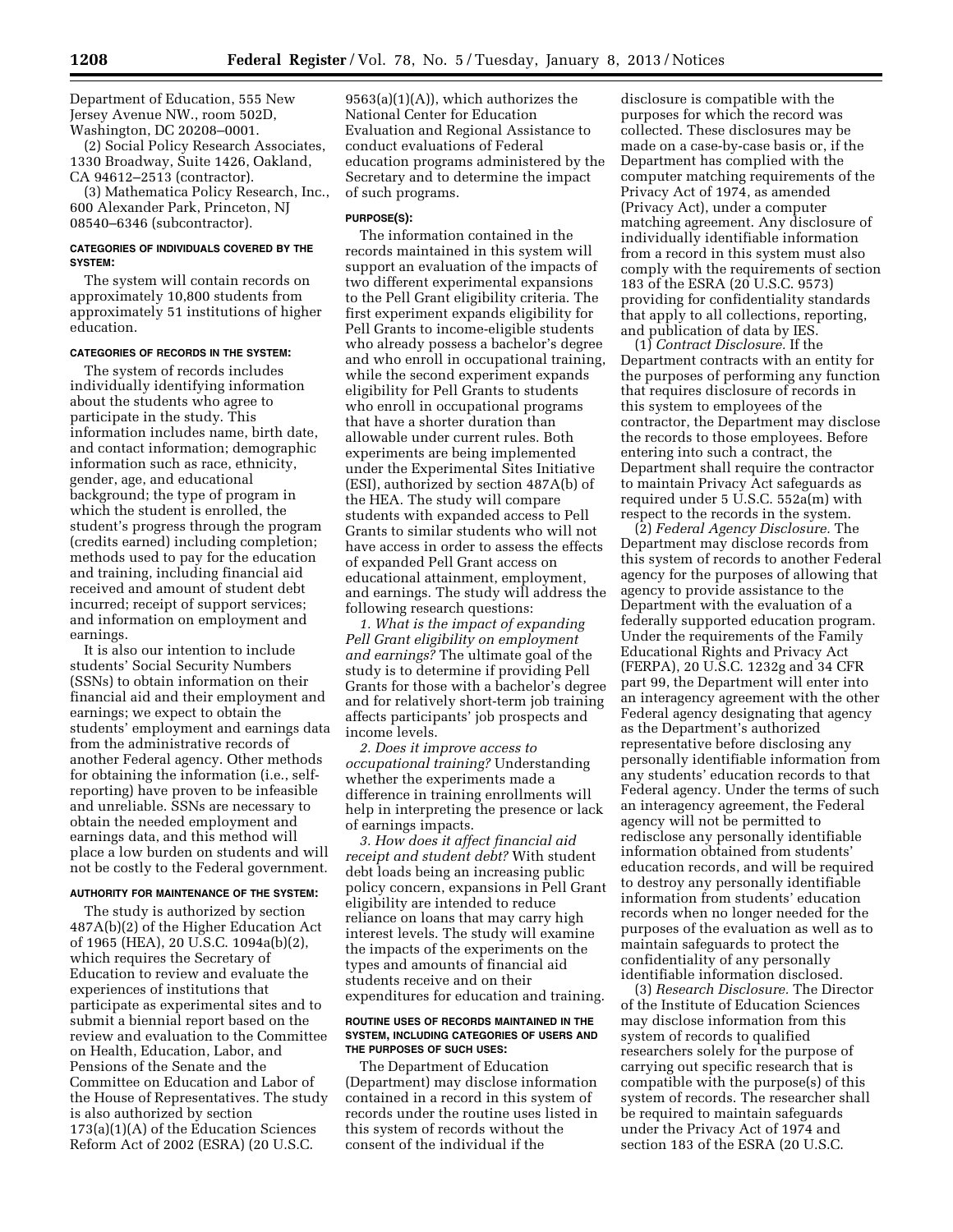Department of Education, 555 New Jersey Avenue NW., room 502D, Washington, DC 20208–0001.

(2) Social Policy Research Associates, 1330 Broadway, Suite 1426, Oakland, CA 94612–2513 (contractor).

(3) Mathematica Policy Research, Inc., 600 Alexander Park, Princeton, NJ 08540–6346 (subcontractor).

**CATEGORIES OF INDIVIDUALS COVERED BY THE SYSTEM:**

The system will contain records on approximately 10,800 students from approximately 51 institutions of higher education.

**CATEGORIES OF RECORDS IN THE SYSTEM:**

The system of records includes individually identifying information about the students who agree to participate in the study. This information includes name, birth date, and contact information; demographic information such as race, ethnicity, gender, age, and educational background; the type of program in which the student is enrolled, the student's progress through the program (credits earned) including completion; methods used to pay for the education and training, including financial aid received and amount of student debt incurred; receipt of support services; and information on employment and earnings.

It is also our intention to include students' Social Security Numbers (SSNs) to obtain information on their financial aid and their employment and earnings; we expect to obtain the students' employment and earnings data from the administrative records of another Federal agency. Other methods for obtaining the information (i.e., self-reporting) have proven to be infeasible and unreliable. SSNs are necessary to obtain the needed employment and earnings data, and this method will place a low burden on students and will not be costly to the Federal government.

**AUTHORITY FOR MAINTENANCE OF THE SYSTEM:**

The study is authorized by section 487A(b)(2) of the Higher Education Act of 1965 (HEA), 20 U.S.C. 1094a(b)(2), which requires the Secretary of Education to review and evaluate the experiences of institutions that participate as experimental sites and to submit a biennial report based on the review and evaluation to the Committee on Health, Education, Labor, and Pensions of the Senate and the Committee on Education and Labor of the House of Representatives. The study is also authorized by section 173(a)(1)(A) of the Education Sciences Reform Act of 2002 (ESRA) (20 U.S.C. 9563(a)(1)(A)), which authorizes the National Center for Education Evaluation and Regional Assistance to conduct evaluations of Federal education programs administered by the Secretary and to determine the impact of such programs.

**PURPOSE(S):**

The information contained in the records maintained in this system will support an evaluation of the impacts of two different experimental expansions to the Pell Grant eligibility criteria. The first experiment expands eligibility for Pell Grants to income-eligible students who already possess a bachelor's degree and who enroll in occupational training, while the second experiment expands eligibility for Pell Grants to students who enroll in occupational programs that have a shorter duration than allowable under current rules. Both experiments are being implemented under the Experimental Sites Initiative (ESI), authorized by section 487A(b) of the HEA. The study will compare students with expanded access to Pell Grants to similar students who will not have access in order to assess the effects of expanded Pell Grant access on educational attainment, employment, and earnings. The study will address the following research questions:

*1. What is the impact of expanding Pell Grant eligibility on employment and earnings?* The ultimate goal of the study is to determine if providing Pell Grants for those with a bachelor's degree and for relatively short-term job training affects participants' job prospects and income levels.

*2. Does it improve access to occupational training?* Understanding whether the experiments made a difference in training enrollments will help in interpreting the presence or lack of earnings impacts.

*3. How does it affect financial aid receipt and student debt?* With student debt loads being an increasing public policy concern, expansions in Pell Grant eligibility are intended to reduce reliance on loans that may carry high interest levels. The study will examine the impacts of the experiments on the types and amounts of financial aid students receive and on their expenditures for education and training.

**ROUTINE USES OF RECORDS MAINTAINED IN THE SYSTEM, INCLUDING CATEGORIES OF USERS AND THE PURPOSES OF SUCH USES:**

The Department of Education (Department) may disclose information contained in a record in this system of records under the routine uses listed in this system of records without the consent of the individual if the disclosure is compatible with the purposes for which the record was collected. These disclosures may be made on a case-by-case basis or, if the Department has complied with the computer matching requirements of the Privacy Act of 1974, as amended (Privacy Act), under a computer matching agreement. Any disclosure of individually identifiable information from a record in this system must also comply with the requirements of section 183 of the ESRA (20 U.S.C. 9573) providing for confidentiality standards that apply to all collections, reporting, and publication of data by IES.

(1) *Contract Disclosure.* If the Department contracts with an entity for the purposes of performing any function that requires disclosure of records in this system to employees of the contractor, the Department may disclose the records to those employees. Before entering into such a contract, the Department shall require the contractor to maintain Privacy Act safeguards as required under 5 U.S.C. 552a(m) with respect to the records in the system.

(2) *Federal Agency Disclosure.* The Department may disclose records from this system of records to another Federal agency for the purposes of allowing that agency to provide assistance to the Department with the evaluation of a federally supported education program. Under the requirements of the Family Educational Rights and Privacy Act (FERPA), 20 U.S.C. 1232g and 34 CFR part 99, the Department will enter into an interagency agreement with the other Federal agency designating that agency as the Department's authorized representative before disclosing any personally identifiable information from any students' education records to that Federal agency. Under the terms of such an interagency agreement, the Federal agency will not be permitted to redisclose any personally identifiable information obtained from students' education records, and will be required to destroy any personally identifiable information from students' education records when no longer needed for the purposes of the evaluation as well as to maintain safeguards to protect the confidentiality of any personally identifiable information disclosed.

(3) *Research Disclosure.* The Director of the Institute of Education Sciences may disclose information from this system of records to qualified researchers solely for the purpose of carrying out specific research that is compatible with the purpose(s) of this system of records. The researcher shall be required to maintain safeguards under the Privacy Act of 1974 and section 183 of the ESRA (20 U.S.C.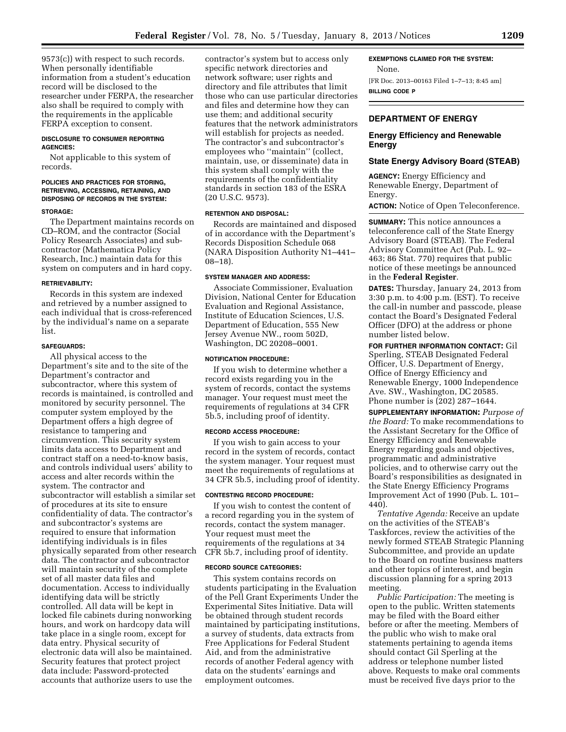9573(c)) with respect to such records. When personally identifiable information from a student's education record will be disclosed to the researcher under FERPA, the researcher also shall be required to comply with the requirements in the applicable FERPA exception to consent.

#### DISCLOSURE TO CONSUMER REPORTING AGENCIES:

Not applicable to this system of records.

#### POLICIES AND PRACTICES FOR STORING, RETRIEVING, ACCESSING, RETAINING, AND DISPOSING OF RECORDS IN THE SYSTEM:

#### STORAGE:

The Department maintains records on CD–ROM, and the contractor (Social Policy Research Associates) and sub-contractor (Mathematica Policy Research, Inc.) maintain data for this system on computers and in hard copy.

#### RETRIEVABILITY:

Records in this system are indexed and retrieved by a number assigned to each individual that is cross-referenced by the individual's name on a separate list.

#### SAFEGUARDS:

All physical access to the Department's site and to the site of the Department's contractor and subcontractor, where this system of records is maintained, is controlled and monitored by security personnel. The computer system employed by the Department offers a high degree of resistance to tampering and circumvention. This security system limits data access to Department and contract staff on a need-to-know basis, and controls individual users' ability to access and alter records within the system. The contractor and subcontractor will establish a similar set of procedures at its site to ensure confidentiality of data. The contractor's and subcontractor's systems are required to ensure that information identifying individuals is in files physically separated from other research data. The contractor and subcontractor will maintain security of the complete set of all master data files and documentation. Access to individually identifying data will be strictly controlled. All data will be kept in locked file cabinets during nonworking hours, and work on hardcopy data will take place in a single room, except for data entry. Physical security of electronic data will also be maintained. Security features that protect project data include: Password-protected accounts that authorize users to use the contractor's system but to access only specific network directories and network software; user rights and directory and file attributes that limit those who can use particular directories and files and determine how they can use them; and additional security features that the network administrators will establish for projects as needed. The contractor's and subcontractor's employees who ''maintain'' (collect, maintain, use, or disseminate) data in this system shall comply with the requirements of the confidentiality standards in section 183 of the ESRA (20 U.S.C. 9573).

#### RETENTION AND DISPOSAL:

Records are maintained and disposed of in accordance with the Department's Records Disposition Schedule 068 (NARA Disposition Authority N1–441–08–18).

#### SYSTEM MANAGER AND ADDRESS:

Associate Commissioner, Evaluation Division, National Center for Education Evaluation and Regional Assistance, Institute of Education Sciences, U.S. Department of Education, 555 New Jersey Avenue NW., room 502D, Washington, DC 20208–0001.

#### NOTIFICATION PROCEDURE:

If you wish to determine whether a record exists regarding you in the system of records, contact the systems manager. Your request must meet the requirements of regulations at 34 CFR 5b.5, including proof of identity.

#### RECORD ACCESS PROCEDURE:

If you wish to gain access to your record in the system of records, contact the system manager. Your request must meet the requirements of regulations at 34 CFR 5b.5, including proof of identity.

#### CONTESTING RECORD PROCEDURE:

If you wish to contest the content of a record regarding you in the system of records, contact the system manager. Your request must meet the requirements of the regulations at 34 CFR 5b.7, including proof of identity.

#### RECORD SOURCE CATEGORIES:

This system contains records on students participating in the Evaluation of the Pell Grant Experiments Under the Experimental Sites Initiative. Data will be obtained through student records maintained by participating institutions, a survey of students, data extracts from Free Applications for Federal Student Aid, and from the administrative records of another Federal agency with data on the students' earnings and employment outcomes.

#### EXEMPTIONS CLAIMED FOR THE SYSTEM:

None.

[FR Doc. 2013–00163 Filed 1–7–13; 8:45 am]

**BILLING CODE P**

## DEPARTMENT OF ENERGY

### Energy Efficiency and Renewable Energy

### State Energy Advisory Board (STEAB)

**AGENCY:** Energy Efficiency and Renewable Energy, Department of Energy.

**ACTION:** Notice of Open Teleconference.

**SUMMARY:** This notice announces a teleconference call of the State Energy Advisory Board (STEAB). The Federal Advisory Committee Act (Pub. L. 92–463; 86 Stat. 770) requires that public notice of these meetings be announced in the **Federal Register**.

**DATES:** Thursday, January 24, 2013 from 3:30 p.m. to 4:00 p.m. (EST). To receive the call-in number and passcode, please contact the Board's Designated Federal Officer (DFO) at the address or phone number listed below.

**FOR FURTHER INFORMATION CONTACT:** Gil Sperling, STEAB Designated Federal Officer, U.S. Department of Energy, Office of Energy Efficiency and Renewable Energy, 1000 Independence Ave. SW., Washington, DC 20585. Phone number is (202) 287–1644.

**SUPPLEMENTARY INFORMATION:** *Purpose of the Board:* To make recommendations to the Assistant Secretary for the Office of Energy Efficiency and Renewable Energy regarding goals and objectives, programmatic and administrative policies, and to otherwise carry out the Board's responsibilities as designated in the State Energy Efficiency Programs Improvement Act of 1990 (Pub. L. 101–440).

*Tentative Agenda:* Receive an update on the activities of the STEAB's Taskforces, review the activities of the newly formed STEAB Strategic Planning Subcommittee, and provide an update to the Board on routine business matters and other topics of interest, and begin discussion planning for a spring 2013 meeting.

*Public Participation:* The meeting is open to the public. Written statements may be filed with the Board either before or after the meeting. Members of the public who wish to make oral statements pertaining to agenda items should contact Gil Sperling at the address or telephone number listed above. Requests to make oral comments must be received five days prior to the